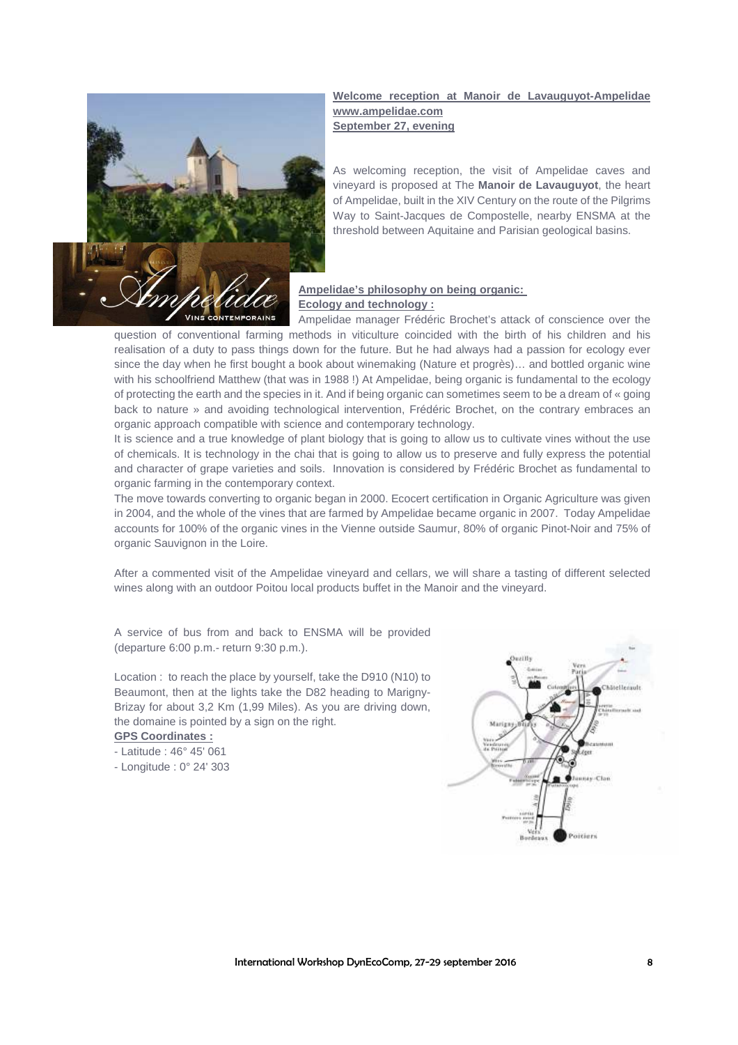**Welcome reception at Manoir de Lavauguyot-Ampelidae**
**www.ampelidae.com**
**September 27, evening**

As welcoming reception, the visit of Ampelidae caves and vineyard is proposed at The **Manoir de Lavauguyot**, the heart of Ampelidae, built in the XIV Century on the route of the Pilgrims Way to Saint-Jacques de Compostelle, nearby ENSMA at the threshold between Aquitaine and Parisian geological basins.

**Ampelidae's philosophy on being organic:**
**Ecology and technology :**

Ampelidae manager Frédéric Brochet's attack of conscience over the question of conventional farming methods in viticulture coincided with the birth of his children and his realisation of a duty to pass things down for the future. But he had always had a passion for ecology ever since the day when he first bought a book about winemaking (Nature et progrès)… and bottled organic wine with his schoolfriend Matthew (that was in 1988 !) At Ampelidae, being organic is fundamental to the ecology of protecting the earth and the species in it. And if being organic can sometimes seem to be a dream of « going back to nature » and avoiding technological intervention, Frédéric Brochet, on the contrary embraces an organic approach compatible with science and contemporary technology.

It is science and a true knowledge of plant biology that is going to allow us to cultivate vines without the use of chemicals. It is technology in the chai that is going to allow us to preserve and fully express the potential and character of grape varieties and soils. Innovation is considered by Frédéric Brochet as fundamental to organic farming in the contemporary context.

The move towards converting to organic began in 2000. Ecocert certification in Organic Agriculture was given in 2004, and the whole of the vines that are farmed by Ampelidae became organic in 2007. Today Ampelidae accounts for 100% of the organic vines in the Vienne outside Saumur, 80% of organic Pinot-Noir and 75% of organic Sauvignon in the Loire.

After a commented visit of the Ampelidae vineyard and cellars, we will share a tasting of different selected wines along with an outdoor Poitou local products buffet in the Manoir and the vineyard.

A service of bus from and back to ENSMA will be provided (departure 6:00 p.m.- return 9:30 p.m.).

Location : to reach the place by yourself, take the D910 (N10) to Beaumont, then at the lights take the D82 heading to Marigny-Brizay for about 3,2 Km (1,99 Miles). As you are driving down, the domaine is pointed by a sign on the right.

**GPS Coordinates :**

- Latitude : 46° 45' 061
- Longitude : 0° 24' 303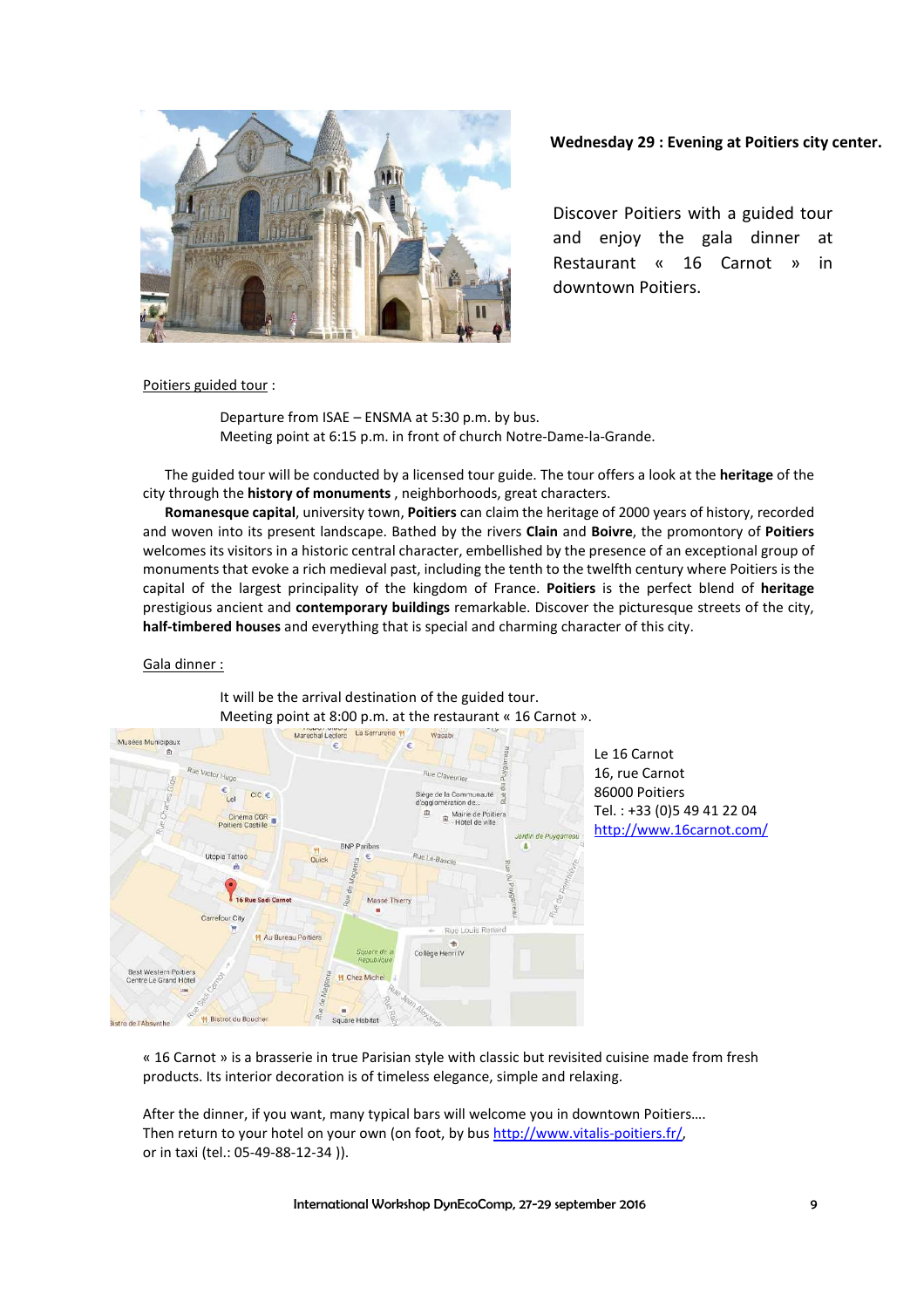**Wednesday 29 : Evening at Poitiers city center.**

Discover Poitiers with a guided tour and enjoy the gala dinner at Restaurant « 16 Carnot » in downtown Poitiers.

Poitiers guided tour :

Departure from ISAE – ENSMA at 5:30 p.m. by bus.
Meeting point at 6:15 p.m. in front of church Notre-Dame-la-Grande.

The guided tour will be conducted by a licensed tour guide. The tour offers a look at the **heritage** of the city through the **history of monuments** , neighborhoods, great characters.

**Romanesque capital**, university town, **Poitiers** can claim the heritage of 2000 years of history, recorded and woven into its present landscape. Bathed by the rivers **Clain** and **Boivre**, the promontory of **Poitiers** welcomes its visitors in a historic central character, embellished by the presence of an exceptional group of monuments that evoke a rich medieval past, including the tenth to the twelfth century where Poitiers is the capital of the largest principality of the kingdom of France. **Poitiers** is the perfect blend of **heritage** prestigious ancient and **contemporary buildings** remarkable. Discover the picturesque streets of the city, **half-timbered houses** and everything that is special and charming character of this city.

Gala dinner :

It will be the arrival destination of the guided tour.
Meeting point at 8:00 p.m. at the restaurant « 16 Carnot ».

Le 16 Carnot
16, rue Carnot
86000 Poitiers
Tel. : +33 (0)5 49 41 22 04
http://www.16carnot.com/

« 16 Carnot » is a brasserie in true Parisian style with classic but revisited cuisine made from fresh products. Its interior decoration is of timeless elegance, simple and relaxing.

After the dinner, if you want, many typical bars will welcome you in downtown Poitiers….
Then return to your hotel on your own (on foot, by bus http://www.vitalis-poitiers.fr/, or in taxi (tel.: 05-49-88-12-34 )).